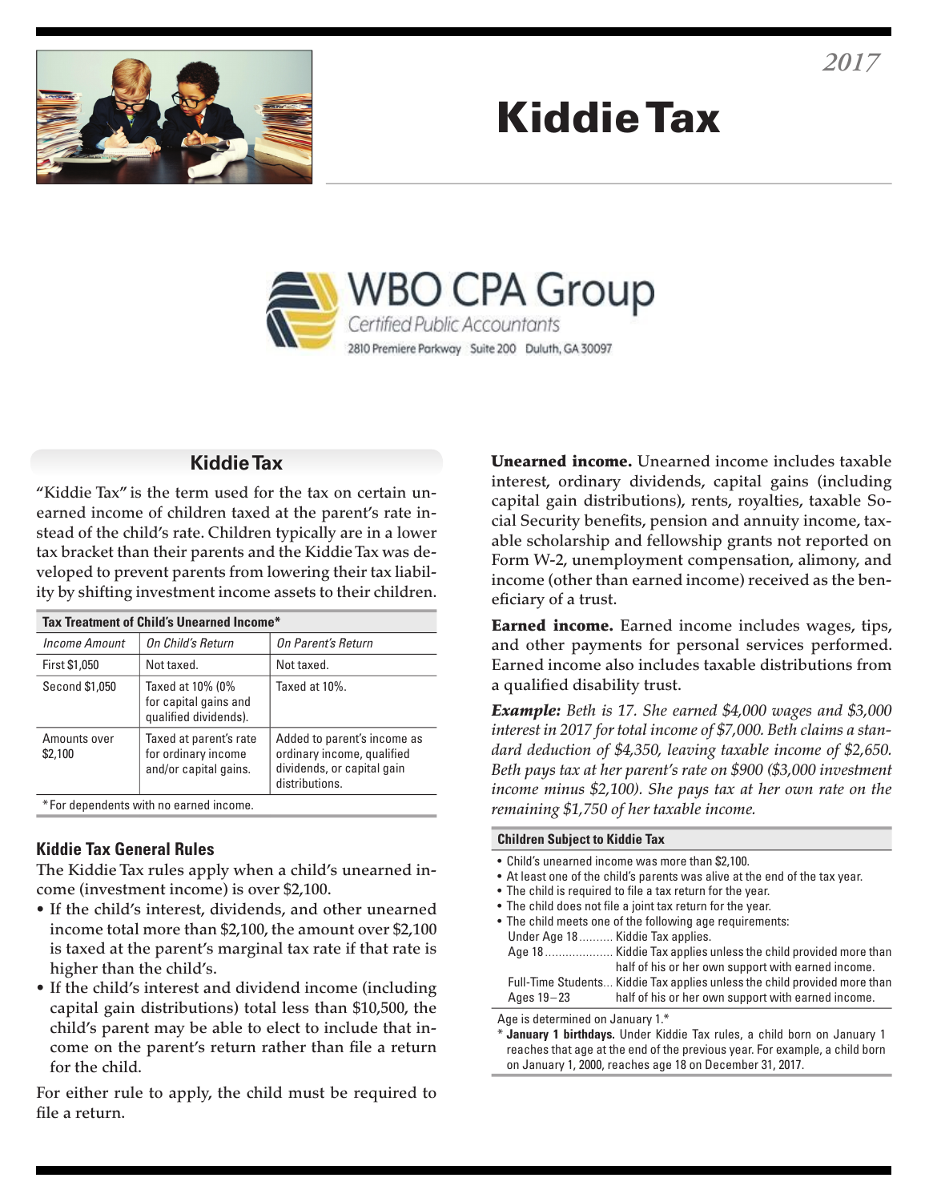2017

# Kiddie Tax

WBO CPA Group
Certified Public Accountants
2810 Premiere Parkway Suite 200 Duluth, GA 30097

## Kiddie Tax

"Kiddie Tax" is the term used for the tax on certain unearned income of children taxed at the parent's rate instead of the child's rate. Children typically are in a lower tax bracket than their parents and the Kiddie Tax was developed to prevent parents from lowering their tax liability by shifting investment income assets to their children.

**Tax Treatment of Child's Unearned Income***

| *Income Amount* | *On Child's Return* | *On Parent's Return* |
|---|---|---|
| First $1,050 | Not taxed. | Not taxed. |
| Second $1,050 | Taxed at 10% (0% for capital gains and qualified dividends). | Taxed at 10%. |
| Amounts over $2,100 | Taxed at parent's rate for ordinary income and/or capital gains. | Added to parent's income as ordinary income, qualified dividends, or capital gain distributions. |

*For dependents with no earned income.

### Kiddie Tax General Rules

The Kiddie Tax rules apply when a child's unearned income (investment income) is over $2,100.

- If the child's interest, dividends, and other unearned income total more than $2,100, the amount over $2,100 is taxed at the parent's marginal tax rate if that rate is higher than the child's.
- If the child's interest and dividend income (including capital gain distributions) total less than $10,500, the child's parent may be able to elect to include that income on the parent's return rather than file a return for the child.

For either rule to apply, the child must be required to file a return.

**Unearned income.** Unearned income includes taxable interest, ordinary dividends, capital gains (including capital gain distributions), rents, royalties, taxable Social Security benefits, pension and annuity income, taxable scholarship and fellowship grants not reported on Form W-2, unemployment compensation, alimony, and income (other than earned income) received as the beneficiary of a trust.

**Earned income.** Earned income includes wages, tips, and other payments for personal services performed. Earned income also includes taxable distributions from a qualified disability trust.

***Example:*** *Beth is 17. She earned $4,000 wages and $3,000 interest in 2017 for total income of $7,000. Beth claims a standard deduction of $4,350, leaving taxable income of $2,650. Beth pays tax at her parent's rate on $900 ($3,000 investment income minus $2,100). She pays tax at her own rate on the remaining $1,750 of her taxable income.*

**Children Subject to Kiddie Tax**

- Child's unearned income was more than $2,100.
- At least one of the child's parents was alive at the end of the tax year.
- The child is required to file a tax return for the year.
- The child does not file a joint tax return for the year.
- The child meets one of the following age requirements:

| | |
|---|---|
| Under Age 18 | Kiddie Tax applies. |
| Age 18 | Kiddie Tax applies unless the child provided more than half of his or her own support with earned income. |
| Full-Time Students Ages 19–23 | Kiddie Tax applies unless the child provided more than half of his or her own support with earned income. |

Age is determined on January 1.*

* **January 1 birthdays.** Under Kiddie Tax rules, a child born on January 1 reaches that age at the end of the previous year. For example, a child born on January 1, 2000, reaches age 18 on December 31, 2017.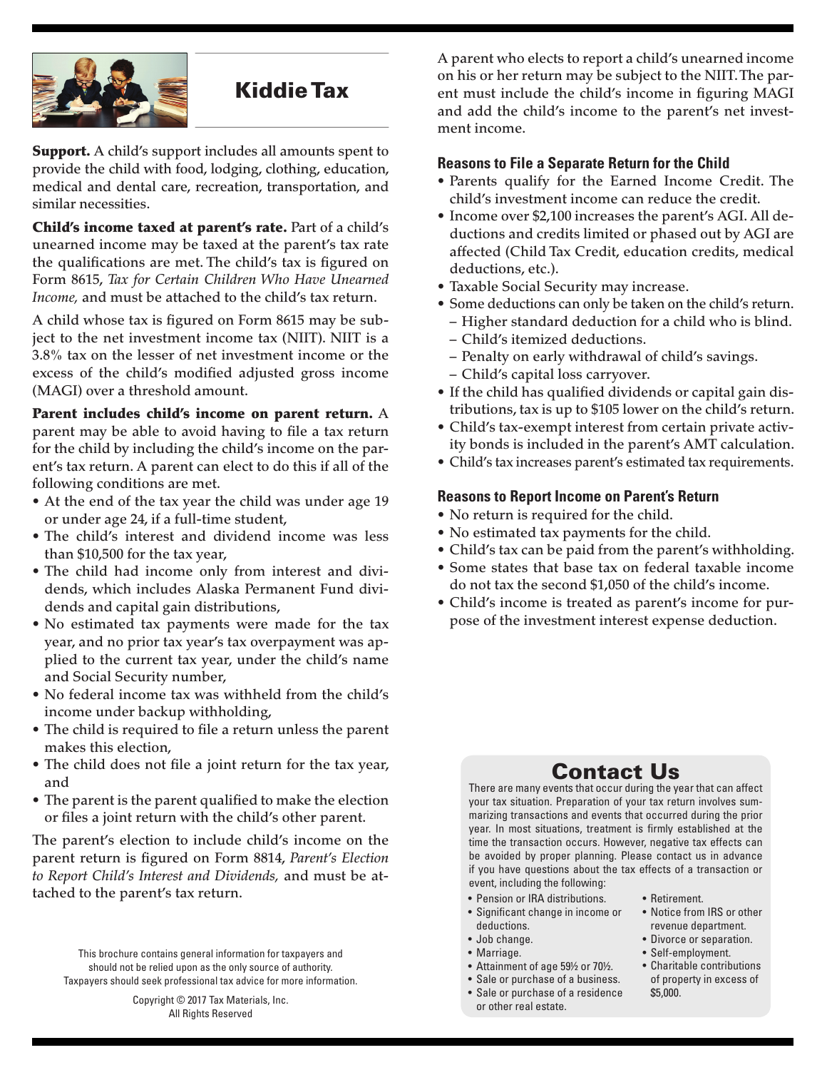# Kiddie Tax

**Support.** A child's support includes all amounts spent to provide the child with food, lodging, clothing, education, medical and dental care, recreation, transportation, and similar necessities.

**Child's income taxed at parent's rate.** Part of a child's unearned income may be taxed at the parent's tax rate the qualifications are met. The child's tax is figured on Form 8615, *Tax for Certain Children Who Have Unearned Income,* and must be attached to the child's tax return.

A child whose tax is figured on Form 8615 may be subject to the net investment income tax (NIIT). NIIT is a 3.8% tax on the lesser of net investment income or the excess of the child's modified adjusted gross income (MAGI) over a threshold amount.

**Parent includes child's income on parent return.** A parent may be able to avoid having to file a tax return for the child by including the child's income on the parent's tax return. A parent can elect to do this if all of the following conditions are met.

- At the end of the tax year the child was under age 19 or under age 24, if a full-time student,
- The child's interest and dividend income was less than $10,500 for the tax year,
- The child had income only from interest and dividends, which includes Alaska Permanent Fund dividends and capital gain distributions,
- No estimated tax payments were made for the tax year, and no prior tax year's tax overpayment was applied to the current tax year, under the child's name and Social Security number,
- No federal income tax was withheld from the child's income under backup withholding,
- The child is required to file a return unless the parent makes this election,
- The child does not file a joint return for the tax year, and
- The parent is the parent qualified to make the election or files a joint return with the child's other parent.

The parent's election to include child's income on the parent return is figured on Form 8814, *Parent's Election to Report Child's Interest and Dividends,* and must be attached to the parent's tax return.

A parent who elects to report a child's unearned income on his or her return may be subject to the NIIT. The parent must include the child's income in figuring MAGI and add the child's income to the parent's net investment income.

### Reasons to File a Separate Return for the Child

- Parents qualify for the Earned Income Credit. The child's investment income can reduce the credit.
- Income over $2,100 increases the parent's AGI. All deductions and credits limited or phased out by AGI are affected (Child Tax Credit, education credits, medical deductions, etc.).
- Taxable Social Security may increase.
- Some deductions can only be taken on the child's return.
  - Higher standard deduction for a child who is blind.
  - Child's itemized deductions.
  - Penalty on early withdrawal of child's savings.
  - Child's capital loss carryover.
- If the child has qualified dividends or capital gain distributions, tax is up to $105 lower on the child's return.
- Child's tax-exempt interest from certain private activity bonds is included in the parent's AMT calculation.
- Child's tax increases parent's estimated tax requirements.

### Reasons to Report Income on Parent's Return

- No return is required for the child.
- No estimated tax payments for the child.
- Child's tax can be paid from the parent's withholding.
- Some states that base tax on federal taxable income do not tax the second $1,050 of the child's income.
- Child's income is treated as parent's income for purpose of the investment interest expense deduction.

## Contact Us

There are many events that occur during the year that can affect your tax situation. Preparation of your tax return involves summarizing transactions and events that occurred during the prior year. In most situations, treatment is firmly established at the time the transaction occurs. However, negative tax effects can be avoided by proper planning. Please contact us in advance if you have questions about the tax effects of a transaction or event, including the following:

- Pension or IRA distributions.
- Significant change in income or deductions.
- Job change.
- Marriage.
- Attainment of age 59½ or 70½.
- Sale or purchase of a business.
- Sale or purchase of a residence or other real estate.
- Retirement.
- Notice from IRS or other revenue department.
- Divorce or separation.
- Self-employment.
- Charitable contributions of property in excess of $5,000.

This brochure contains general information for taxpayers and should not be relied upon as the only source of authority. Taxpayers should seek professional tax advice for more information.

Copyright © 2017 Tax Materials, Inc.
All Rights Reserved